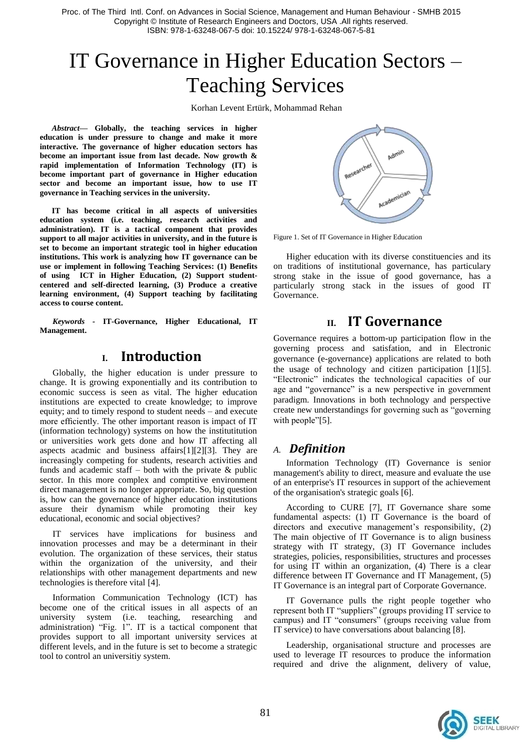# IT Governance in Higher Education Sectors – Teaching Services

Korhan Levent Ertürk, Mohammad Rehan

***Abstract*— Globally, the teaching services in higher education is under pressure to change and make it more interactive. The governance of higher education sectors has become an important issue from last decade. Now growth & rapid implementation of Information Technology (IT) is become important part of governance in Higher education sector and become an important issue, how to use IT governance in Teaching services in the university.**

**IT has become critical in all aspects of universities education system (i.e. teaching, research activities and administration). IT is a tactical component that provides support to all major activities in university, and in the future is set to become an important strategic tool in higher education institutions. This work is analyzing how IT governance can be use or implement in following Teaching Services: (1) Benefits of using ICT in Higher Education, (2) Support student-centered and self-directed learning, (3) Produce a creative learning environment, (4) Support teaching by facilitating access to course content.**

***Keywords* - IT-Governance, Higher Educational, IT Management.**

## I. Introduction

Globally, the higher education is under pressure to change. It is growing exponentially and its contribution to economic success is seen as vital. The higher education institutions are expected to create knowledge; to improve equity; and to timely respond to student needs – and execute more efficiently. The other important reason is impact of IT (information technology) systems on how the institutitution or universities work gets done and how IT affecting all aspects acadmic and business affairs[1][2][3]. They are increasingly competing for students, research activities and funds and academic staff – both with the private & public sector. In this more complex and comptitive environment direct management is no longer appropriate. So, big question is, how can the governance of higher education institutions assure their dynamism while promoting their key educational, economic and social objectives?

IT services have implications for business and innovation processes and may be a determinant in their evolution. The organization of these services, their status within the organization of the university, and their relationships with other management departments and new technologies is therefore vital [4].

Information Communication Technology (ICT) has become one of the critical issues in all aspects of an university system (i.e. teaching, researching and administration) "Fig. 1". IT is a tactical component that provides support to all important university services at different levels, and in the future is set to become a strategic tool to control an universitiy system.

Figure 1. Set of IT Governance in Higher Education

Higher education with its diverse constituencies and its on traditions of institutional governance, has particulary strong stake in the issue of good governance, has a particularly strong stack in the issues of good IT Governance.

## II. IT Governance

Governance requires a bottom-up participation flow in the governing process and satisfation, and in Electronic governance (e-governance) applications are related to both the usage of technology and citizen participation [1][5]. "Electronic" indicates the technological capacities of our age and "governance" is a new perspective in government paradigm. Innovations in both technology and perspective create new understandings for governing such as "governing with people"[5].

### A. *Definition*

Information Technology (IT) Governance is senior management's ability to direct, measure and evaluate the use of an enterprise's IT resources in support of the achievement of the organisation's strategic goals [6].

According to CURE [7], IT Governance share some fundamental aspects: (1) IT Governance is the board of directors and executive management's responsibility, (2) The main objective of IT Governance is to align business strategy with IT strategy, (3) IT Governance includes strategies, policies, responsibilities, structures and processes for using IT within an organization, (4) There is a clear difference between IT Governance and IT Management, (5) IT Governance is an integral part of Corporate Governance.

IT Governance pulls the right people together who represent both IT "suppliers" (groups providing IT service to campus) and IT "consumers" (groups receiving value from IT service) to have conversations about balancing [8].

Leadership, organisational structure and processes are used to leverage IT resources to produce the information required and drive the alignment, delivery of value,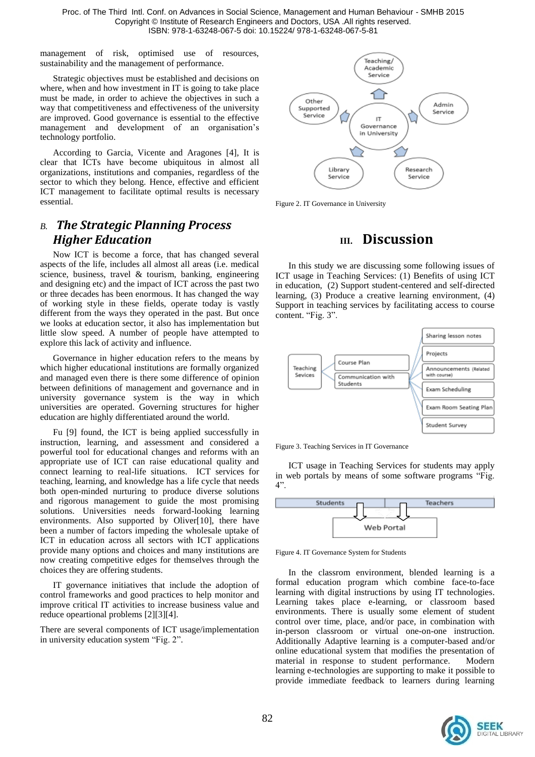management of risk, optimised use of resources, sustainability and the management of performance.

Strategic objectives must be established and decisions on where, when and how investment in IT is going to take place must be made, in order to achieve the objectives in such a way that competitiveness and effectiveness of the university are improved. Good governance is essential to the effective management and development of an organisation's technology portfolio.

According to Garcia, Vicente and Aragones [4], It is clear that ICTs have become ubiquitous in almost all organizations, institutions and companies, regardless of the sector to which they belong. Hence, effective and efficient ICT management to facilitate optimal results is necessary essential.

### *B. The Strategic Planning Process Higher Education*

Now ICT is become a force, that has changed several aspects of the life, includes all almost all areas (i.e. medical science, business, travel & tourism, banking, engineering and designing etc) and the impact of ICT across the past two or three decades has been enormous. It has changed the way of working style in these fields, operate today is vastly different from the ways they operated in the past. But once we looks at education sector, it also has implementation but little slow speed. A number of people have attempted to explore this lack of activity and influence.

Governance in higher education refers to the means by which higher educational institutions are formally organized and managed even there is there some difference of opinion between definitions of management and governance and in university governance system is the way in which universities are operated. Governing structures for higher education are highly differentiated around the world.

Fu [9] found, the ICT is being applied successfully in instruction, learning, and assessment and considered a powerful tool for educational changes and reforms with an appropriate use of ICT can raise educational quality and connect learning to real-life situations. ICT services for teaching, learning, and knowledge has a life cycle that needs both open-minded nurturing to produce diverse solutions and rigorous management to guide the most promising solutions. Universities needs forward-looking learning environments. Also supported by Oliver[10], there have been a number of factors impeding the wholesale uptake of ICT in education across all sectors with ICT applications provide many options and choices and many institutions are now creating competitive edges for themselves through the choices they are offering students.

IT governance initiatives that include the adoption of control frameworks and good practices to help monitor and improve critical IT activities to increase business value and reduce opeartional problems [2][3][4].

There are several components of ICT usage/implementation in university education system "Fig. 2".

Figure 2. IT Governance in University

## III. Discussion

In this study we are discussing some following issues of ICT usage in Teaching Services: (1) Benefits of using ICT in education, (2) Support student-centered and self-directed learning, (3) Produce a creative learning environment, (4) Support in teaching services by facilitating access to course content. "Fig. 3".

Figure 3. Teaching Services in IT Governance

ICT usage in Teaching Services for students may apply in web portals by means of some software programs "Fig. 4".

Figure 4. IT Governance System for Students

In the classrom environment, blended learning is a formal education program which combine face-to-face learning with digital instructions by using IT technologies. Learning takes place e-learning, or classroom based environments. There is usually some element of student control over time, place, and/or pace, in combination with in-person classroom or virtual one-on-one instruction. Additionally Adaptive learning is a computer-based and/or online educational system that modifies the presentation of material in response to student performance. Modern learning e-technologies are supporting to make it possible to provide immediate feedback to learners during learning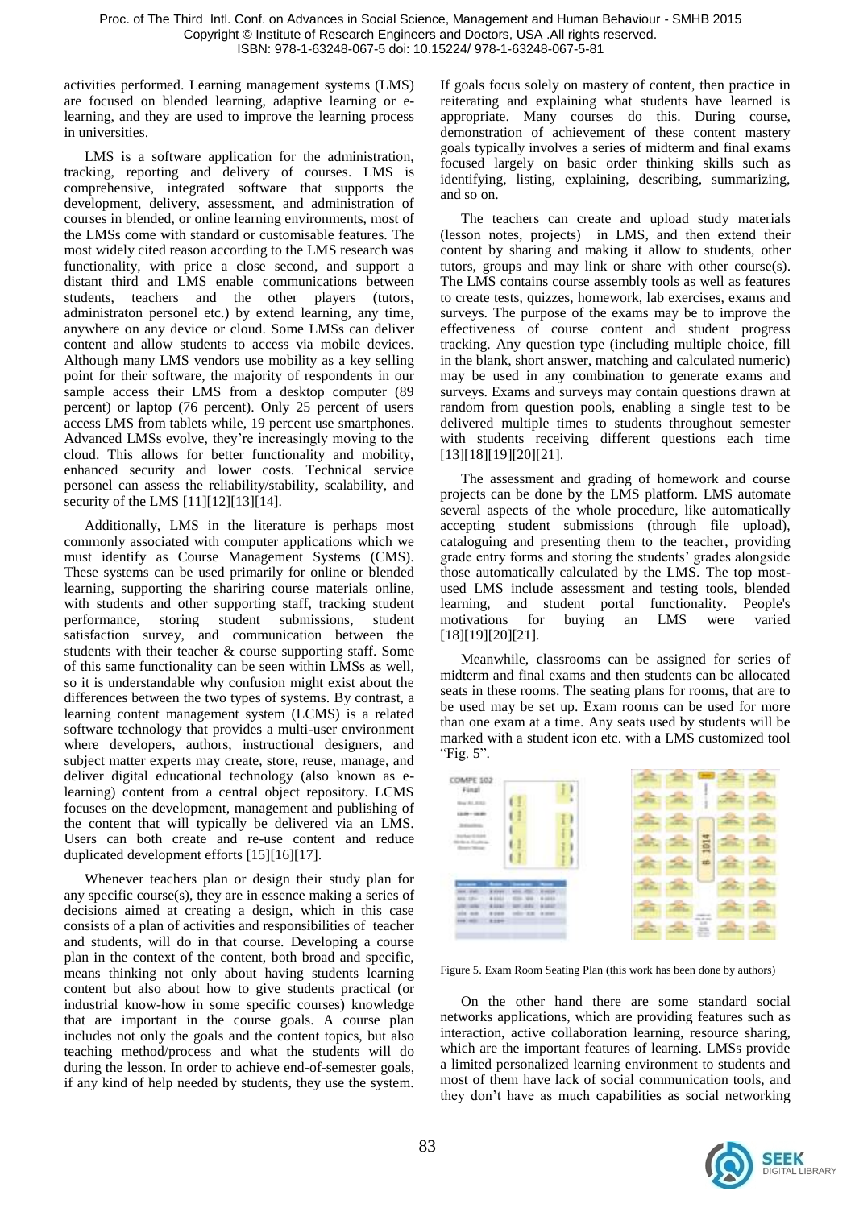activities performed. Learning management systems (LMS) are focused on blended learning, adaptive learning or e-learning, and they are used to improve the learning process in universities.

LMS is a software application for the administration, tracking, reporting and delivery of courses. LMS is comprehensive, integrated software that supports the development, delivery, assessment, and administration of courses in blended, or online learning environments, most of the LMSs come with standard or customisable features. The most widely cited reason according to the LMS research was functionality, with price a close second, and support a distant third and LMS enable communications between students, teachers and the other players (tutors, administraton personel etc.) by extend learning, any time, anywhere on any device or cloud. Some LMSs can deliver content and allow students to access via mobile devices. Although many LMS vendors use mobility as a key selling point for their software, the majority of respondents in our sample access their LMS from a desktop computer (89 percent) or laptop (76 percent). Only 25 percent of users access LMS from tablets while, 19 percent use smartphones. Advanced LMSs evolve, they're increasingly moving to the cloud. This allows for better functionality and mobility, enhanced security and lower costs. Technical service personel can assess the reliability/stability, scalability, and security of the LMS [11][12][13][14].

Additionally, LMS in the literature is perhaps most commonly associated with computer applications which we must identify as Course Management Systems (CMS). These systems can be used primarily for online or blended learning, supporting the shariring course materials online, with students and other supporting staff, tracking student performance, storing student submissions, student satisfaction survey, and communication between the students with their teacher & course supporting staff. Some of this same functionality can be seen within LMSs as well, so it is understandable why confusion might exist about the differences between the two types of systems. By contrast, a learning content management system (LCMS) is a related software technology that provides a multi-user environment where developers, authors, instructional designers, and subject matter experts may create, store, reuse, manage, and deliver digital educational technology (also known as e-learning) content from a central object repository. LCMS focuses on the development, management and publishing of the content that will typically be delivered via an LMS. Users can both create and re-use content and reduce duplicated development efforts [15][16][17].

Whenever teachers plan or design their study plan for any specific course(s), they are in essence making a series of decisions aimed at creating a design, which in this case consists of a plan of activities and responsibilities of teacher and students, will do in that course. Developing a course plan in the context of the content, both broad and specific, means thinking not only about having students learning content but also about how to give students practical (or industrial know-how in some specific courses) knowledge that are important in the course goals. A course plan includes not only the goals and the content topics, but also teaching method/process and what the students will do during the lesson. In order to achieve end-of-semester goals, if any kind of help needed by students, they use the system. If goals focus solely on mastery of content, then practice in reiterating and explaining what students have learned is appropriate. Many courses do this. During course, demonstration of achievement of these content mastery goals typically involves a series of midterm and final exams focused largely on basic order thinking skills such as identifying, listing, explaining, describing, summarizing, and so on.

The teachers can create and upload study materials (lesson notes, projects) in LMS, and then extend their content by sharing and making it allow to students, other tutors, groups and may link or share with other course(s). The LMS contains course assembly tools as well as features to create tests, quizzes, homework, lab exercises, exams and surveys. The purpose of the exams may be to improve the effectiveness of course content and student progress tracking. Any question type (including multiple choice, fill in the blank, short answer, matching and calculated numeric) may be used in any combination to generate exams and surveys. Exams and surveys may contain questions drawn at random from question pools, enabling a single test to be delivered multiple times to students throughout semester with students receiving different questions each time [13][18][19][20][21].

The assessment and grading of homework and course projects can be done by the LMS platform. LMS automate several aspects of the whole procedure, like automatically accepting student submissions (through file upload), cataloguing and presenting them to the teacher, providing grade entry forms and storing the students' grades alongside those automatically calculated by the LMS. The top most-used LMS include assessment and testing tools, blended learning, and student portal functionality. People's motivations for buying an LMS were varied [18][19][20][21].

Meanwhile, classrooms can be assigned for series of midterm and final exams and then students can be allocated seats in these rooms. The seating plans for rooms, that are to be used may be set up. Exam rooms can be used for more than one exam at a time. Any seats used by students will be marked with a student icon etc. with a LMS customized tool "Fig. 5".

Figure 5. Exam Room Seating Plan (this work has been done by authors)

On the other hand there are some standard social networks applications, which are providing features such as interaction, active collaboration learning, resource sharing, which are the important features of learning. LMSs provide a limited personalized learning environment to students and most of them have lack of social communication tools, and they don't have as much capabilities as social networking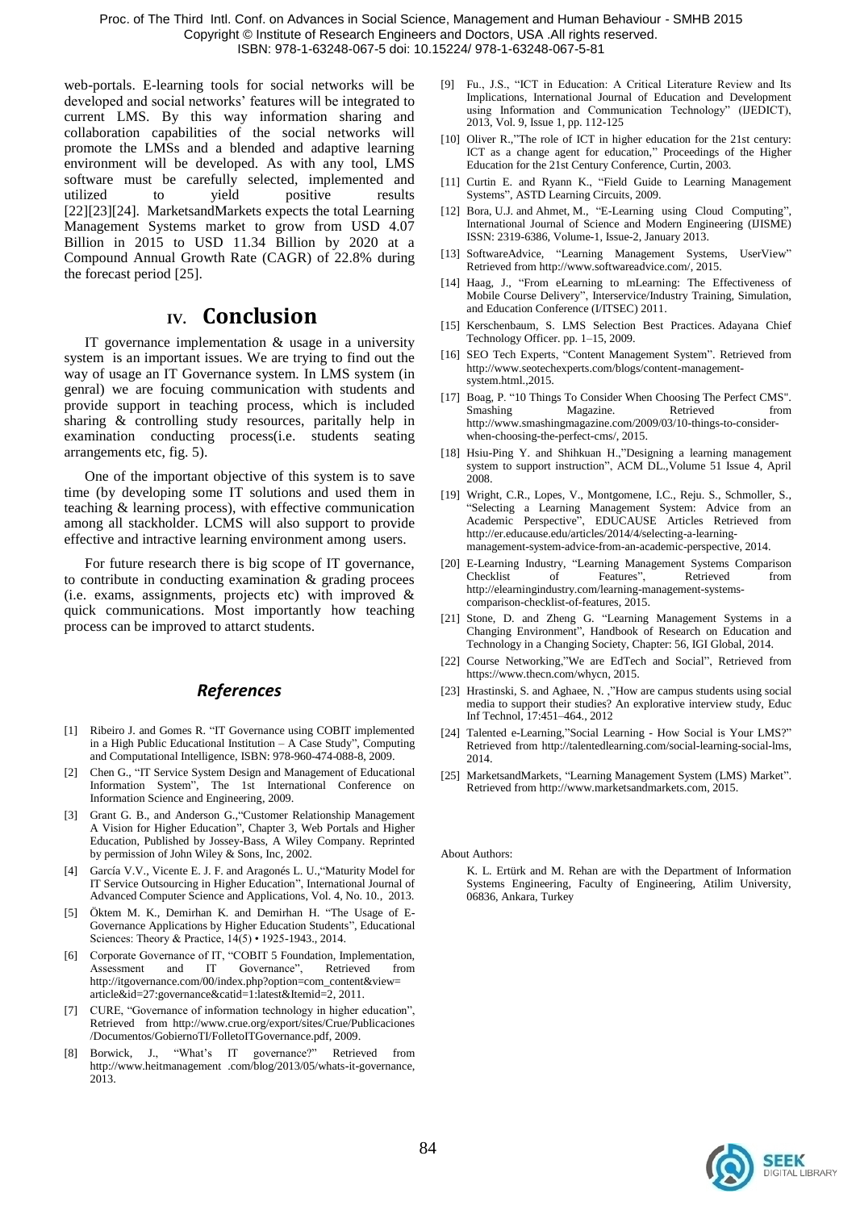web-portals. E-learning tools for social networks will be developed and social networks' features will be integrated to current LMS. By this way information sharing and collaboration capabilities of the social networks will promote the LMSs and a blended and adaptive learning environment will be developed. As with any tool, LMS software must be carefully selected, implemented and utilized to yield positive results [22][23][24]. MarketsandMarkets expects the total Learning Management Systems market to grow from USD 4.07 Billion in 2015 to USD 11.34 Billion by 2020 at a Compound Annual Growth Rate (CAGR) of 22.8% during the forecast period [25].

## IV. Conclusion

IT governance implementation & usage in a university system is an important issues. We are trying to find out the way of usage an IT Governance system. In LMS system (in genral) we are focuing communication with students and provide support in teaching process, which is included sharing & controlling study resources, paritally help in examination conducting process(i.e. students seating arrangements etc, fig. 5).

One of the important objective of this system is to save time (by developing some IT solutions and used them in teaching & learning process), with effective communication among all stackholder. LCMS will also support to provide effective and intractive learning environment among users.

For future research there is big scope of IT governance, to contribute in conducting examination & grading procees (i.e. exams, assignments, projects etc) with improved & quick communications. Most importantly how teaching process can be improved to attarct students.

## *References*

[1] Ribeiro J. and Gomes R. "IT Governance using COBIT implemented in a High Public Educational Institution – A Case Study", Computing and Computational Intelligence, ISBN: 978-960-474-088-8, 2009.

[2] Chen G., "IT Service System Design and Management of Educational Information System", The 1st International Conference on Information Science and Engineering, 2009.

[3] Grant G. B., and Anderson G.,"Customer Relationship Management A Vision for Higher Education", Chapter 3, Web Portals and Higher Education, Published by Jossey-Bass, A Wiley Company. Reprinted by permission of John Wiley & Sons, Inc, 2002.

[4] García V.V., Vicente E. J. F. and Aragonés L. U.,"Maturity Model for IT Service Outsourcing in Higher Education", International Journal of Advanced Computer Science and Applications, Vol. 4, No. 10., 2013.

[5] Öktem M. K., Demirhan K. and Demirhan H. "The Usage of E-Governance Applications by Higher Education Students", Educational Sciences: Theory & Practice, 14(5) • 1925-1943., 2014.

[6] Corporate Governance of IT, "COBIT 5 Foundation, Implementation, Assessment and IT Governance", Retrieved from http://itgovernance.com/00/index.php?option=com_content&view=article&id=27:governance&catid=1:latest&Itemid=2, 2011.

[7] CURE, "Governance of information technology in higher education", Retrieved from http://www.crue.org/export/sites/Crue/Publicaciones/Documentos/GobiernoTI/FolletoITGovernance.pdf, 2009.

[8] Borwick, J., "What's IT governance?" Retrieved from http://www.heitmanagement .com/blog/2013/05/whats-it-governance, 2013.

[9] Fu., J.S., "ICT in Education: A Critical Literature Review and Its Implications, International Journal of Education and Development using Information and Communication Technology" (IJEDICT), 2013, Vol. 9, Issue 1, pp. 112-125

[10] Oliver R.,"The role of ICT in higher education for the 21st century: ICT as a change agent for education," Proceedings of the Higher Education for the 21st Century Conference, Curtin, 2003.

[11] Curtin E. and Ryann K., "Field Guide to Learning Management Systems", ASTD Learning Circuits, 2009.

[12] Bora, U.J. and Ahmet, M., "E-Learning using Cloud Computing", International Journal of Science and Modern Engineering (IJISME) ISSN: 2319-6386, Volume-1, Issue-2, January 2013.

[13] SoftwareAdvice, "Learning Management Systems, UserView" Retrieved from http://www.softwareadvice.com/, 2015.

[14] Haag, J., "From eLearning to mLearning: The Effectiveness of Mobile Course Delivery", Interservice/Industry Training, Simulation, and Education Conference (I/ITSEC) 2011.

[15] Kerschenbaum, S. LMS Selection Best Practices. Adayana Chief Technology Officer. pp. 1–15, 2009.

[16] SEO Tech Experts, "Content Management System". Retrieved from http://www.seotechexperts.com/blogs/content-management-system.html.,2015.

[17] Boag, P. "10 Things To Consider When Choosing The Perfect CMS". Smashing Magazine. Retrieved from http://www.smashingmagazine.com/2009/03/10-things-to-consider-when-choosing-the-perfect-cms/, 2015.

[18] Hsiu-Ping Y. and Shihkuan H.,"Designing a learning management system to support instruction", ACM DL.,Volume 51 Issue 4, April 2008.

[19] Wright, C.R., Lopes, V., Montgomene, I.C., Reju. S., Schmoller, S., "Selecting a Learning Management System: Advice from an Academic Perspective", EDUCAUSE Articles Retrieved from http://er.educause.edu/articles/2014/4/selecting-a-learning-management-system-advice-from-an-academic-perspective, 2014.

[20] E-Learning Industry, "Learning Management Systems Comparison Checklist of Features", Retrieved from http://elearningindustry.com/learning-management-systems-comparison-checklist-of-features, 2015.

[21] Stone, D. and Zheng G. "Learning Management Systems in a Changing Environment", Handbook of Research on Education and Technology in a Changing Society, Chapter: 56, IGI Global, 2014.

[22] Course Networking,"We are EdTech and Social", Retrieved from https://www.thecn.com/whycn, 2015.

[23] Hrastinski, S. and Aghaee, N. ,"How are campus students using social media to support their studies? An explorative interview study, Educ Inf Technol, 17:451–464., 2012

[24] Talented e-Learning,"Social Learning - How Social is Your LMS?" Retrieved from http://talentedlearning.com/social-learning-social-lms, 2014.

[25] MarketsandMarkets, "Learning Management System (LMS) Market". Retrieved from http://www.marketsandmarkets.com, 2015.

About Authors:

K. L. Ertürk and M. Rehan are with the Department of Information Systems Engineering, Faculty of Engineering, Atilim University, 06836, Ankara, Turkey